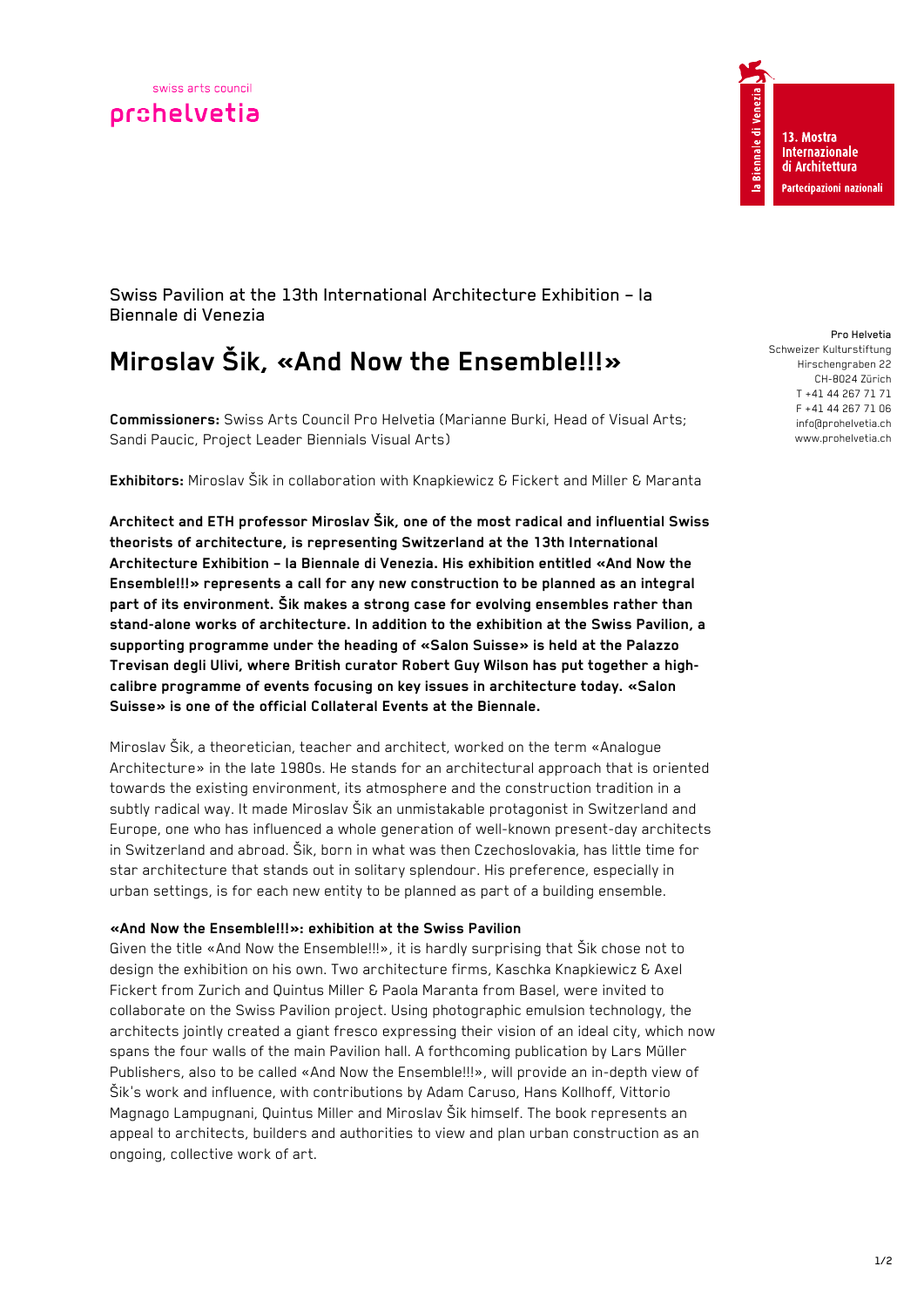swiss arts council

prohelvetia

la Biennale di Venezia

13. Mostra Internazionale di Architettura

Partecipazioni nazionali

Swiss Pavilion at the 13th International Architecture Exhibition – la Biennale di Venezia

# Miroslav Šik, «And Now the Ensemble!!!»

Pro Helvetia
Schweizer Kulturstiftung
Hirschengraben 22
CH-8024 Zürich
T +41 44 267 71 71
F +41 44 267 71 06
info@prohelvetia.ch
www.prohelvetia.ch

**Commissioners:** Swiss Arts Council Pro Helvetia (Marianne Burki, Head of Visual Arts; Sandi Paucic, Project Leader Biennials Visual Arts)

**Exhibitors:** Miroslav Šik in collaboration with Knapkiewicz & Fickert and Miller & Maranta

**Architect and ETH professor Miroslav Šik, one of the most radical and influential Swiss theorists of architecture, is representing Switzerland at the 13th International Architecture Exhibition – la Biennale di Venezia. His exhibition entitled «And Now the Ensemble!!!» represents a call for any new construction to be planned as an integral part of its environment. Šik makes a strong case for evolving ensembles rather than stand-alone works of architecture. In addition to the exhibition at the Swiss Pavilion, a supporting programme under the heading of «Salon Suisse» is held at the Palazzo Trevisan degli Ulivi, where British curator Robert Guy Wilson has put together a high-calibre programme of events focusing on key issues in architecture today. «Salon Suisse» is one of the official Collateral Events at the Biennale.**

Miroslav Šik, a theoretician, teacher and architect, worked on the term «Analogue Architecture» in the late 1980s. He stands for an architectural approach that is oriented towards the existing environment, its atmosphere and the construction tradition in a subtly radical way. It made Miroslav Šik an unmistakable protagonist in Switzerland and Europe, one who has influenced a whole generation of well-known present-day architects in Switzerland and abroad. Šik, born in what was then Czechoslovakia, has little time for star architecture that stands out in solitary splendour. His preference, especially in urban settings, is for each new entity to be planned as part of a building ensemble.

**«And Now the Ensemble!!!»: exhibition at the Swiss Pavilion**

Given the title «And Now the Ensemble!!!», it is hardly surprising that Šik chose not to design the exhibition on his own. Two architecture firms, Kaschka Knapkiewicz & Axel Fickert from Zurich and Quintus Miller & Paola Maranta from Basel, were invited to collaborate on the Swiss Pavilion project. Using photographic emulsion technology, the architects jointly created a giant fresco expressing their vision of an ideal city, which now spans the four walls of the main Pavilion hall. A forthcoming publication by Lars Müller Publishers, also to be called «And Now the Ensemble!!!», will provide an in-depth view of Šik's work and influence, with contributions by Adam Caruso, Hans Kollhoff, Vittorio Magnago Lampugnani, Quintus Miller and Miroslav Šik himself. The book represents an appeal to architects, builders and authorities to view and plan urban construction as an ongoing, collective work of art.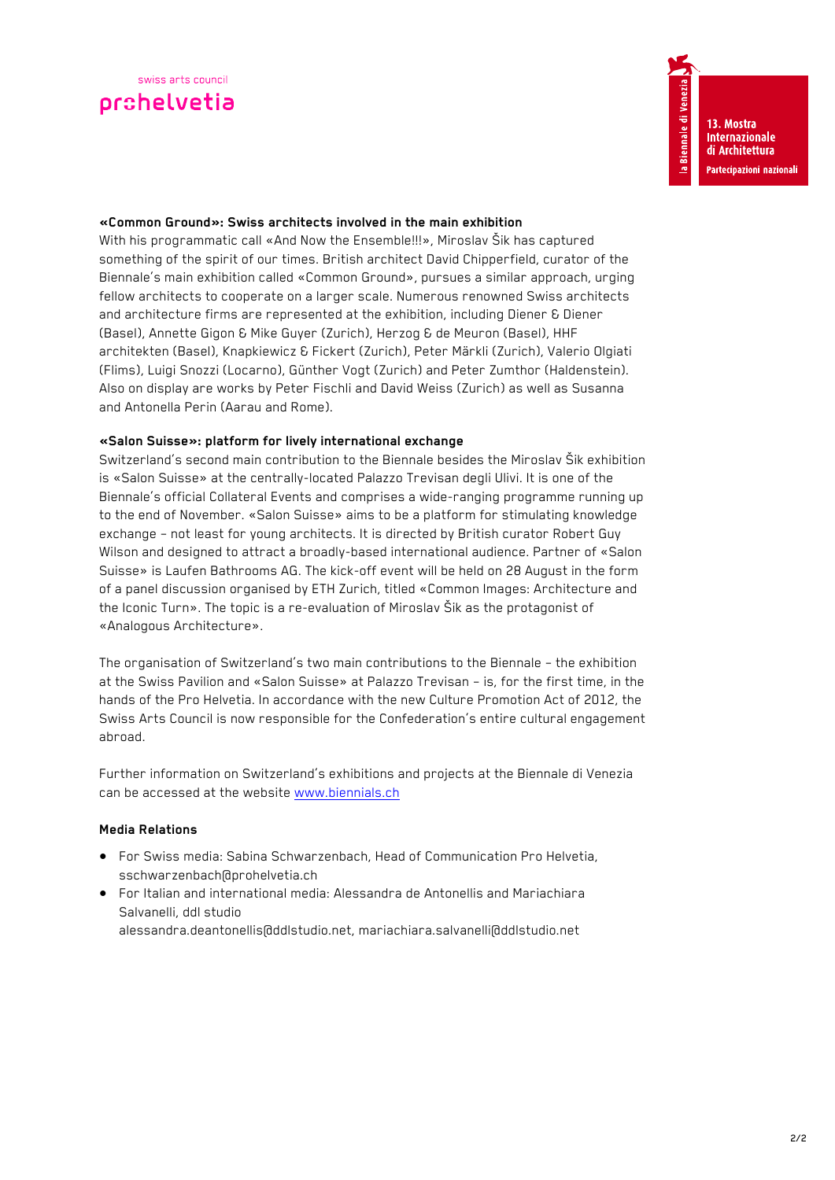### «Common Ground»: Swiss architects involved in the main exhibition

With his programmatic call «And Now the Ensemble!!!», Miroslav Šik has captured something of the spirit of our times. British architect David Chipperfield, curator of the Biennale's main exhibition called «Common Ground», pursues a similar approach, urging fellow architects to cooperate on a larger scale. Numerous renowned Swiss architects and architecture firms are represented at the exhibition, including Diener & Diener (Basel), Annette Gigon & Mike Guyer (Zurich), Herzog & de Meuron (Basel), HHF architekten (Basel), Knapkiewicz & Fickert (Zurich), Peter Märkli (Zurich), Valerio Olgiati (Flims), Luigi Snozzi (Locarno), Günther Vogt (Zurich) and Peter Zumthor (Haldenstein). Also on display are works by Peter Fischli and David Weiss (Zurich) as well as Susanna and Antonella Perin (Aarau and Rome).

### «Salon Suisse»: platform for lively international exchange

Switzerland's second main contribution to the Biennale besides the Miroslav Šik exhibition is «Salon Suisse» at the centrally-located Palazzo Trevisan degli Ulivi. It is one of the Biennale's official Collateral Events and comprises a wide-ranging programme running up to the end of November. «Salon Suisse» aims to be a platform for stimulating knowledge exchange – not least for young architects. It is directed by British curator Robert Guy Wilson and designed to attract a broadly-based international audience. Partner of «Salon Suisse» is Laufen Bathrooms AG. The kick-off event will be held on 28 August in the form of a panel discussion organised by ETH Zurich, titled «Common Images: Architecture and the Iconic Turn». The topic is a re-evaluation of Miroslav Šik as the protagonist of «Analogous Architecture».

The organisation of Switzerland's two main contributions to the Biennale – the exhibition at the Swiss Pavilion and «Salon Suisse» at Palazzo Trevisan – is, for the first time, in the hands of the Pro Helvetia. In accordance with the new Culture Promotion Act of 2012, the Swiss Arts Council is now responsible for the Confederation's entire cultural engagement abroad.

Further information on Switzerland's exhibitions and projects at the Biennale di Venezia can be accessed at the website www.biennials.ch

### Media Relations

- For Swiss media: Sabina Schwarzenbach, Head of Communication Pro Helvetia, sschwarzenbach@prohelvetia.ch
- For Italian and international media: Alessandra de Antonellis and Mariachiara Salvanelli, ddl studio
  alessandra.deantonellis@ddlstudio.net, mariachiara.salvanelli@ddlstudio.net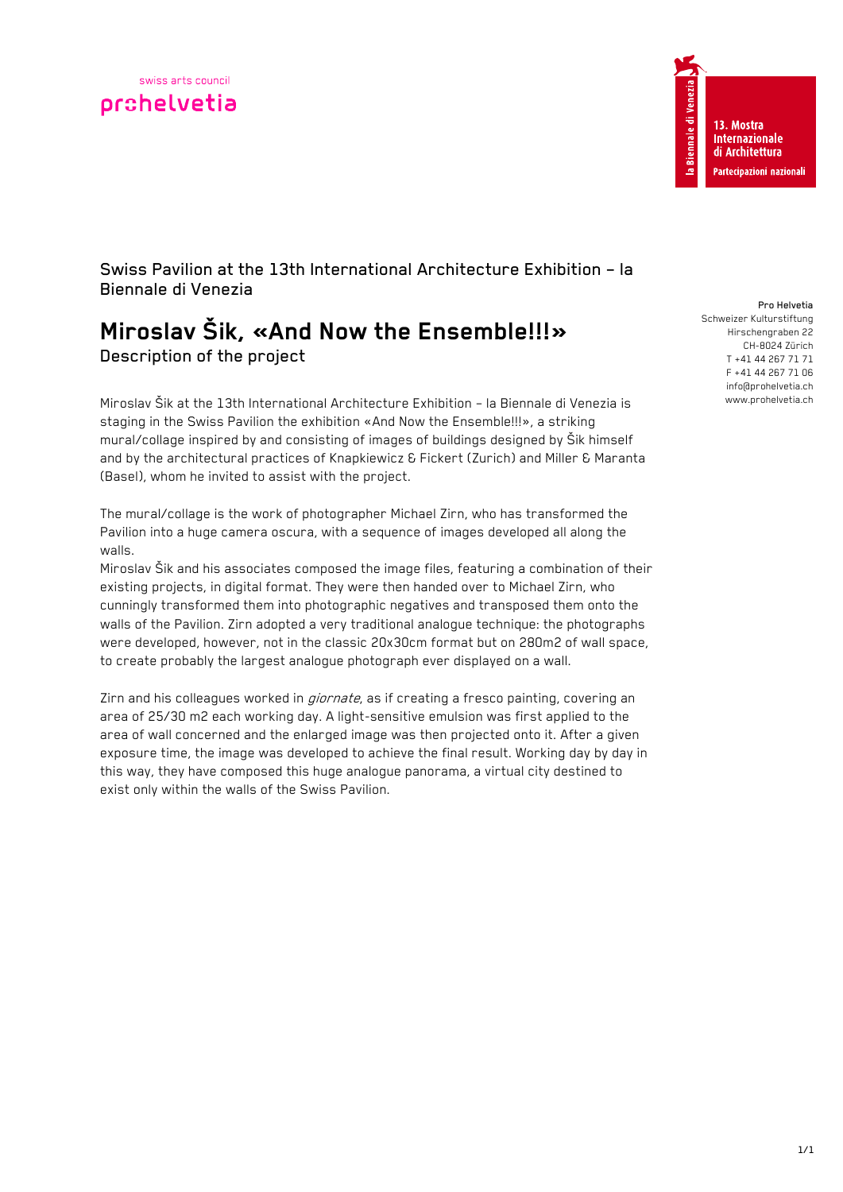swiss arts council
prohelvetia

la Biennale di Venezia
13. Mostra Internazionale di Architettura
Partecipazioni nazionali

Swiss Pavilion at the 13th International Architecture Exhibition – la Biennale di Venezia

# Miroslav Šik, «And Now the Ensemble!!!»

Description of the project

Pro Helvetia
Schweizer Kulturstiftung
Hirschengraben 22
CH-8024 Zürich
T +41 44 267 71 71
F +41 44 267 71 06
info@prohelvetia.ch
www.prohelvetia.ch

Miroslav Šik at the 13th International Architecture Exhibition – la Biennale di Venezia is staging in the Swiss Pavilion the exhibition «And Now the Ensemble!!!», a striking mural/collage inspired by and consisting of images of buildings designed by Šik himself and by the architectural practices of Knapkiewicz & Fickert (Zurich) and Miller & Maranta (Basel), whom he invited to assist with the project.

The mural/collage is the work of photographer Michael Zirn, who has transformed the Pavilion into a huge camera oscura, with a sequence of images developed all along the walls.
Miroslav Šik and his associates composed the image files, featuring a combination of their existing projects, in digital format. They were then handed over to Michael Zirn, who cunningly transformed them into photographic negatives and transposed them onto the walls of the Pavilion. Zirn adopted a very traditional analogue technique: the photographs were developed, however, not in the classic 20x30cm format but on 280m2 of wall space, to create probably the largest analogue photograph ever displayed on a wall.

Zirn and his colleagues worked in *giornate*, as if creating a fresco painting, covering an area of 25/30 m2 each working day. A light-sensitive emulsion was first applied to the area of wall concerned and the enlarged image was then projected onto it. After a given exposure time, the image was developed to achieve the final result. Working day by day in this way, they have composed this huge analogue panorama, a virtual city destined to exist only within the walls of the Swiss Pavilion.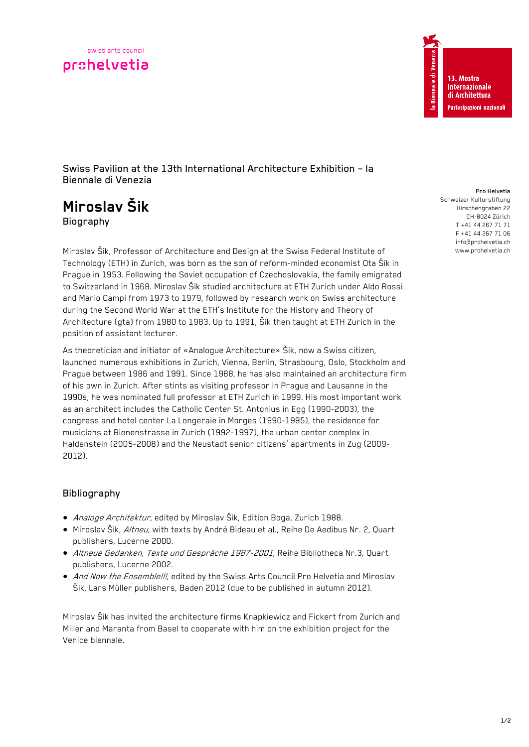Swiss Pavilion at the 13th International Architecture Exhibition – la Biennale di Venezia

# Miroslav Šik

Biography

Pro Helvetia
Schweizer Kulturstiftung
Hirschengraben 22
CH-8024 Zürich
T +41 44 267 71 71
F +41 44 267 71 06
info@prohelvetia.ch
www.prohelvetia.ch

Miroslav Šik, Professor of Architecture and Design at the Swiss Federal Institute of Technology (ETH) in Zurich, was born as the son of reform-minded economist Ota Šik in Prague in 1953. Following the Soviet occupation of Czechoslovakia, the family emigrated to Switzerland in 1968. Miroslav Šik studied architecture at ETH Zurich under Aldo Rossi and Mario Campi from 1973 to 1979, followed by research work on Swiss architecture during the Second World War at the ETH's Institute for the History and Theory of Architecture (gta) from 1980 to 1983. Up to 1991, Šik then taught at ETH Zurich in the position of assistant lecturer.

As theoretician and initiator of «Analogue Architecture» Šik, now a Swiss citizen, launched numerous exhibitions in Zurich, Vienna, Berlin, Strasbourg, Oslo, Stockholm and Prague between 1986 and 1991. Since 1988, he has also maintained an architecture firm of his own in Zurich. After stints as visiting professor in Prague and Lausanne in the 1990s, he was nominated full professor at ETH Zurich in 1999. His most important work as an architect includes the Catholic Center St. Antonius in Egg (1990-2003), the congress and hotel center La Longeraie in Morges (1990-1995), the residence for musicians at Bienenstrasse in Zurich (1992-1997), the urban center complex in Haldenstein (2005-2008) and the Neustadt senior citizens' apartments in Zug (2009-2012).

## Bibliography

- *Analoge Architektur*, edited by Miroslav Šik, Edition Boga, Zurich 1988.
- Miroslav Šik, *Altneu*, with texts by André Bideau et al., Reihe De Aedibus Nr. 2, Quart publishers, Lucerne 2000.
- *Altneue Gedanken, Texte und Gespräche 1987-2001*, Reihe Bibliotheca Nr.3, Quart publishers, Lucerne 2002.
- *And Now the Ensemble!!!*, edited by the Swiss Arts Council Pro Helvetia and Miroslav Šik, Lars Müller publishers, Baden 2012 (due to be published in autumn 2012).

Miroslav Šik has invited the architecture firms Knapkiewicz and Fickert from Zurich and Miller and Maranta from Basel to cooperate with him on the exhibition project for the Venice biennale.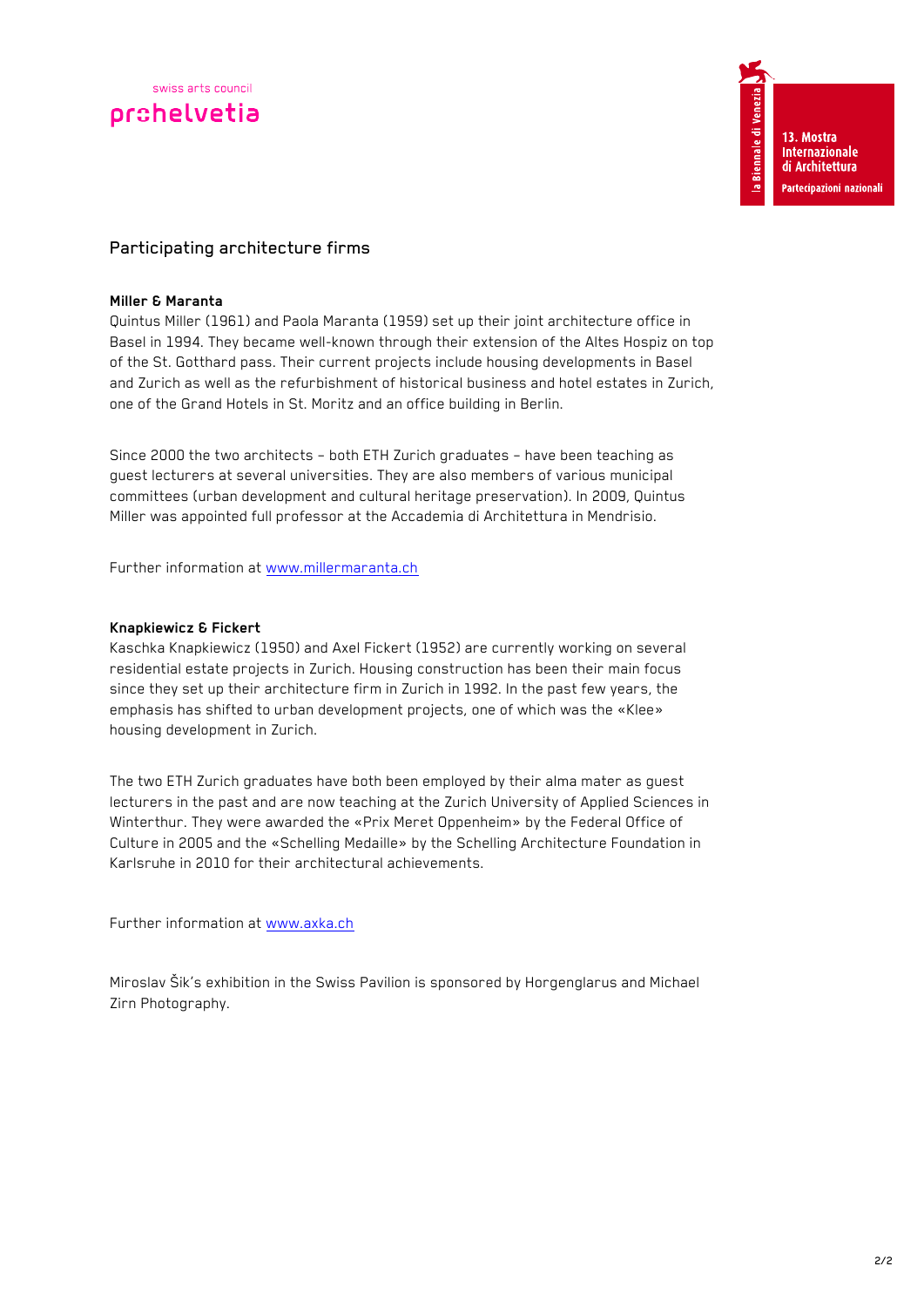## Participating architecture firms

**Miller & Maranta**

Quintus Miller (1961) and Paola Maranta (1959) set up their joint architecture office in Basel in 1994. They became well-known through their extension of the Altes Hospiz on top of the St. Gotthard pass. Their current projects include housing developments in Basel and Zurich as well as the refurbishment of historical business and hotel estates in Zurich, one of the Grand Hotels in St. Moritz and an office building in Berlin.

Since 2000 the two architects – both ETH Zurich graduates – have been teaching as guest lecturers at several universities. They are also members of various municipal committees (urban development and cultural heritage preservation). In 2009, Quintus Miller was appointed full professor at the Accademia di Architettura in Mendrisio.

Further information at www.millermaranta.ch

**Knapkiewicz & Fickert**

Kaschka Knapkiewicz (1950) and Axel Fickert (1952) are currently working on several residential estate projects in Zurich. Housing construction has been their main focus since they set up their architecture firm in Zurich in 1992. In the past few years, the emphasis has shifted to urban development projects, one of which was the «Klee» housing development in Zurich.

The two ETH Zurich graduates have both been employed by their alma mater as guest lecturers in the past and are now teaching at the Zurich University of Applied Sciences in Winterthur. They were awarded the «Prix Meret Oppenheim» by the Federal Office of Culture in 2005 and the «Schelling Medaille» by the Schelling Architecture Foundation in Karlsruhe in 2010 for their architectural achievements.

Further information at www.axka.ch

Miroslav Šik's exhibition in the Swiss Pavilion is sponsored by Horgenglarus and Michael Zirn Photography.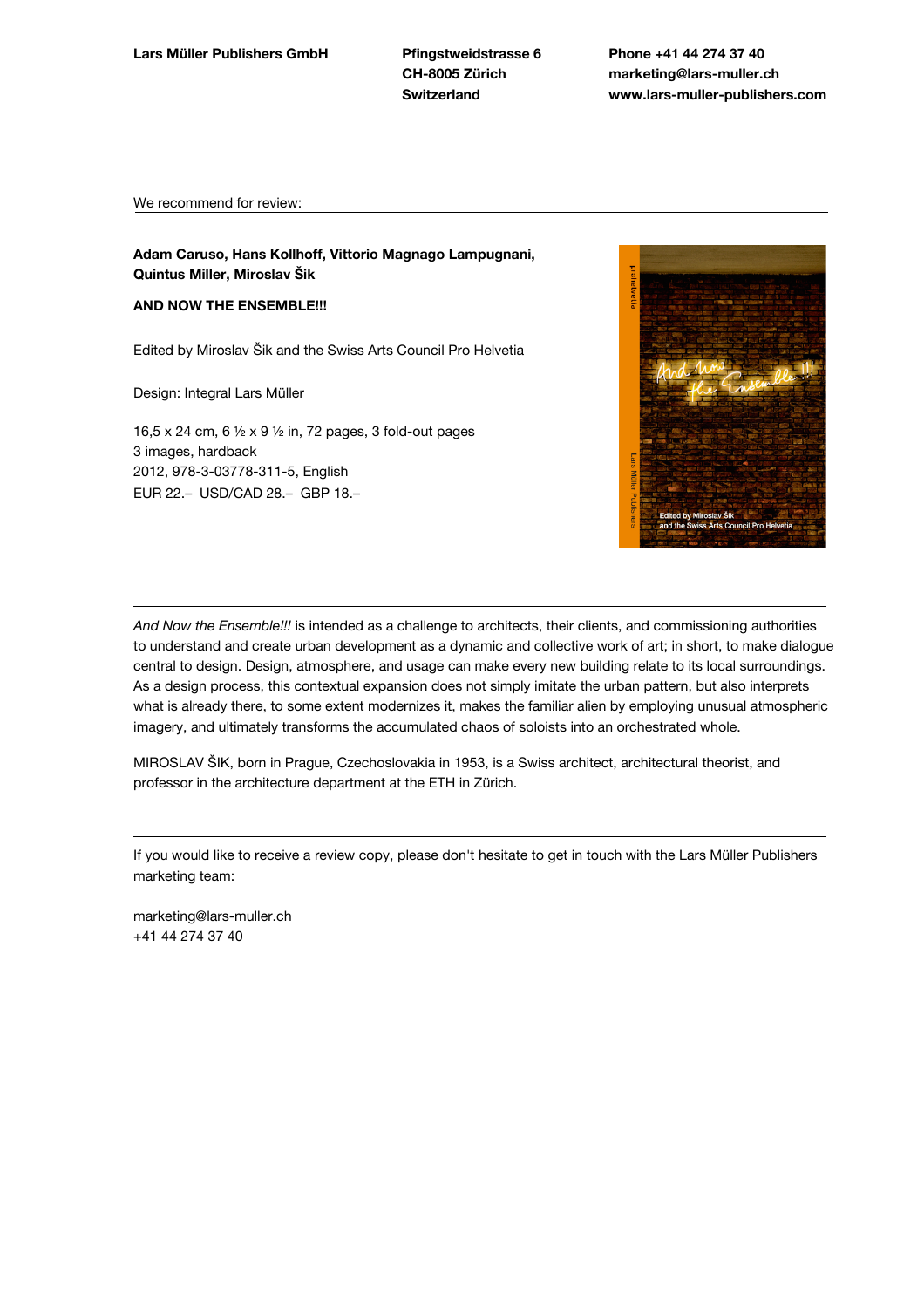**Lars Müller Publishers GmbH**

**Pfingstweidstrasse 6**
**CH-8005 Zürich**
**Switzerland**

**Phone +41 44 274 37 40**
**marketing@lars-muller.ch**
**www.lars-muller-publishers.com**

We recommend for review:

---

**Adam Caruso, Hans Kollhoff, Vittorio Magnago Lampugnani, Quintus Miller, Miroslav Šik**

**AND NOW THE ENSEMBLE!!!**

Edited by Miroslav Šik and the Swiss Arts Council Pro Helvetia

Design: Integral Lars Müller

16,5 x 24 cm, 6 ½ x 9 ½ in, 72 pages, 3 fold-out pages
3 images, hardback
2012, 978-3-03778-311-5, English
EUR 22.– USD/CAD 28.– GBP 18.–

---

*And Now the Ensemble!!!* is intended as a challenge to architects, their clients, and commissioning authorities to understand and create urban development as a dynamic and collective work of art; in short, to make dialogue central to design. Design, atmosphere, and usage can make every new building relate to its local surroundings. As a design process, this contextual expansion does not simply imitate the urban pattern, but also interprets what is already there, to some extent modernizes it, makes the familiar alien by employing unusual atmospheric imagery, and ultimately transforms the accumulated chaos of soloists into an orchestrated whole.

MIROSLAV ŠIK, born in Prague, Czechoslovakia in 1953, is a Swiss architect, architectural theorist, and professor in the architecture department at the ETH in Zürich.

---

If you would like to receive a review copy, please don't hesitate to get in touch with the Lars Müller Publishers marketing team:

marketing@lars-muller.ch
+41 44 274 37 40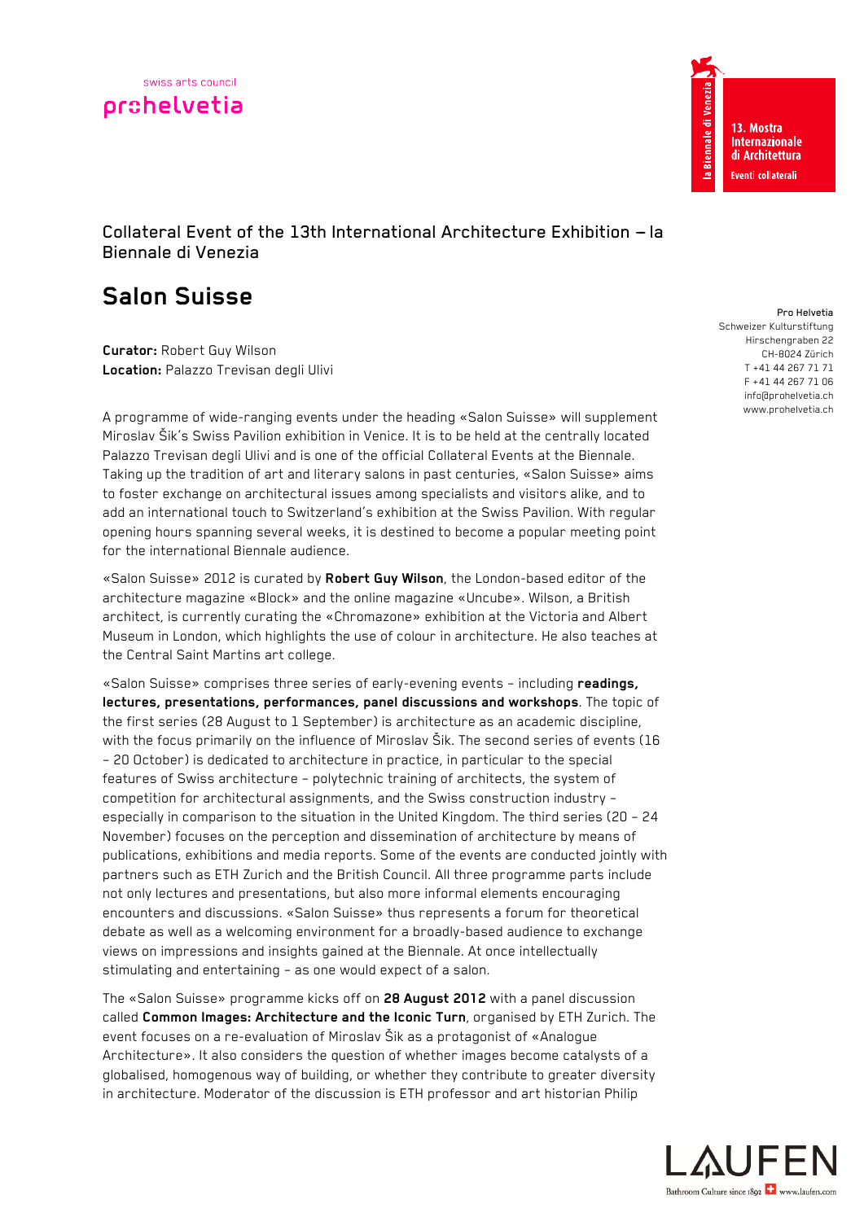swiss arts council
prohelvetia

la Biennale di Venezia
13. Mostra Internazionale di Architettura
Eventi collaterali

Collateral Event of the 13th International Architecture Exhibition – la Biennale di Venezia

# Salon Suisse

**Curator:** Robert Guy Wilson
**Location:** Palazzo Trevisan degli Ulivi

Pro Helvetia
Schweizer Kulturstiftung
Hirschengraben 22
CH-8024 Zürich
T +41 44 267 71 71
F +41 44 267 71 06
info@prohelvetia.ch
www.prohelvetia.ch

A programme of wide-ranging events under the heading «Salon Suisse» will supplement Miroslav Šik's Swiss Pavilion exhibition in Venice. It is to be held at the centrally located Palazzo Trevisan degli Ulivi and is one of the official Collateral Events at the Biennale. Taking up the tradition of art and literary salons in past centuries, «Salon Suisse» aims to foster exchange on architectural issues among specialists and visitors alike, and to add an international touch to Switzerland's exhibition at the Swiss Pavilion. With regular opening hours spanning several weeks, it is destined to become a popular meeting point for the international Biennale audience.

«Salon Suisse» 2012 is curated by **Robert Guy Wilson**, the London-based editor of the architecture magazine «Block» and the online magazine «Uncube». Wilson, a British architect, is currently curating the «Chromazone» exhibition at the Victoria and Albert Museum in London, which highlights the use of colour in architecture. He also teaches at the Central Saint Martins art college.

«Salon Suisse» comprises three series of early-evening events – including **readings, lectures, presentations, performances, panel discussions and workshops**. The topic of the first series (28 August to 1 September) is architecture as an academic discipline, with the focus primarily on the influence of Miroslav Šik. The second series of events (16 – 20 October) is dedicated to architecture in practice, in particular to the special features of Swiss architecture – polytechnic training of architects, the system of competition for architectural assignments, and the Swiss construction industry – especially in comparison to the situation in the United Kingdom. The third series (20 – 24 November) focuses on the perception and dissemination of architecture by means of publications, exhibitions and media reports. Some of the events are conducted jointly with partners such as ETH Zurich and the British Council. All three programme parts include not only lectures and presentations, but also more informal elements encouraging encounters and discussions. «Salon Suisse» thus represents a forum for theoretical debate as well as a welcoming environment for a broadly-based audience to exchange views on impressions and insights gained at the Biennale. At once intellectually stimulating and entertaining – as one would expect of a salon.

The «Salon Suisse» programme kicks off on **28 August 2012** with a panel discussion called **Common Images: Architecture and the Iconic Turn**, organised by ETH Zurich. The event focuses on a re-evaluation of Miroslav Šik as a protagonist of «Analogue Architecture». It also considers the question of whether images become catalysts of a globalised, homogenous way of building, or whether they contribute to greater diversity in architecture. Moderator of the discussion is ETH professor and art historian Philip

LAUFEN
Bathroom Culture since 1892 www.laufen.com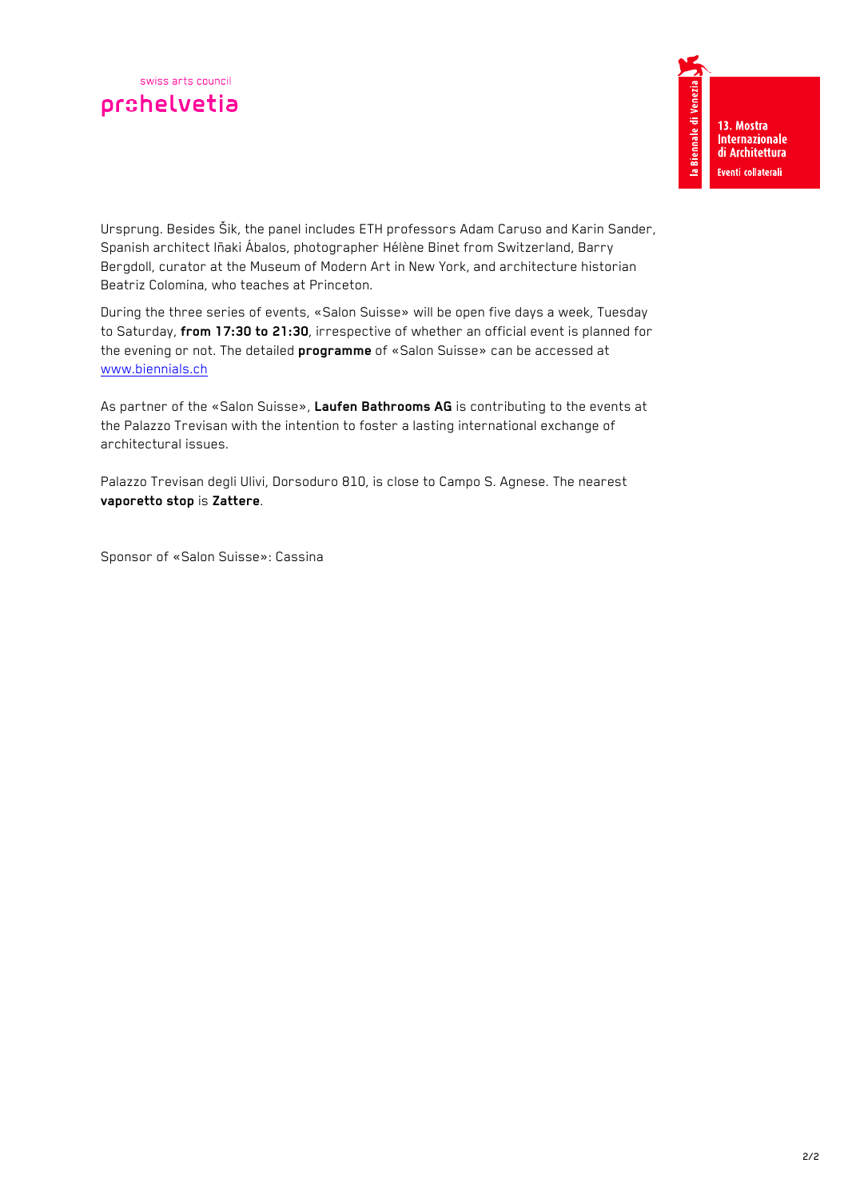Ursprung. Besides Šik, the panel includes ETH professors Adam Caruso and Karin Sander, Spanish architect Iñaki Ábalos, photographer Hélène Binet from Switzerland, Barry Bergdoll, curator at the Museum of Modern Art in New York, and architecture historian Beatriz Colomina, who teaches at Princeton.

During the three series of events, «Salon Suisse» will be open five days a week, Tuesday to Saturday, **from 17:30 to 21:30**, irrespective of whether an official event is planned for the evening or not. The detailed **programme** of «Salon Suisse» can be accessed at www.biennials.ch

As partner of the «Salon Suisse», **Laufen Bathrooms AG** is contributing to the events at the Palazzo Trevisan with the intention to foster a lasting international exchange of architectural issues.

Palazzo Trevisan degli Ulivi, Dorsoduro 810, is close to Campo S. Agnese. The nearest **vaporetto stop** is **Zattere**.

Sponsor of «Salon Suisse»: Cassina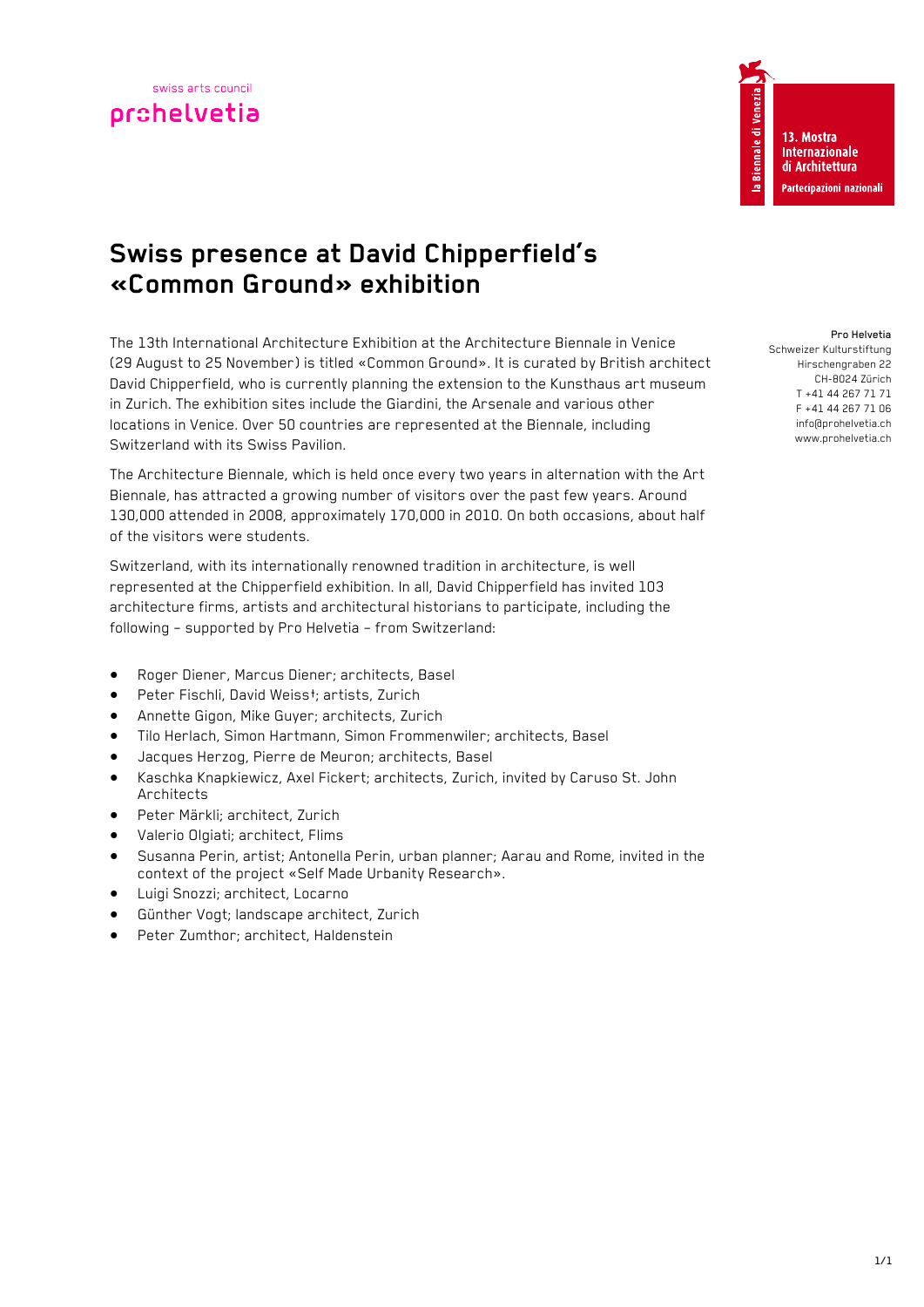swiss arts council
prohelvetia

la Biennale di Venezia
13. Mostra Internazionale di Architettura
Partecipazioni nazionali

# Swiss presence at David Chipperfield's «Common Ground» exhibition

Pro Helvetia
Schweizer Kulturstiftung
Hirschengraben 22
CH-8024 Zürich
T +41 44 267 71 71
F +41 44 267 71 06
info@prohelvetia.ch
www.prohelvetia.ch

The 13th International Architecture Exhibition at the Architecture Biennale in Venice (29 August to 25 November) is titled «Common Ground». It is curated by British architect David Chipperfield, who is currently planning the extension to the Kunsthaus art museum in Zurich. The exhibition sites include the Giardini, the Arsenale and various other locations in Venice. Over 50 countries are represented at the Biennale, including Switzerland with its Swiss Pavilion.

The Architecture Biennale, which is held once every two years in alternation with the Art Biennale, has attracted a growing number of visitors over the past few years. Around 130,000 attended in 2008, approximately 170,000 in 2010. On both occasions, about half of the visitors were students.

Switzerland, with its internationally renowned tradition in architecture, is well represented at the Chipperfield exhibition. In all, David Chipperfield has invited 103 architecture firms, artists and architectural historians to participate, including the following – supported by Pro Helvetia – from Switzerland:

- Roger Diener, Marcus Diener; architects, Basel
- Peter Fischli, David Weiss†; artists, Zurich
- Annette Gigon, Mike Guyer; architects, Zurich
- Tilo Herlach, Simon Hartmann, Simon Frommenwiler; architects, Basel
- Jacques Herzog, Pierre de Meuron; architects, Basel
- Kaschka Knapkiewicz, Axel Fickert; architects, Zurich, invited by Caruso St. John Architects
- Peter Märkli; architect, Zurich
- Valerio Olgiati; architect, Flims
- Susanna Perin, artist; Antonella Perin, urban planner; Aarau and Rome, invited in the context of the project «Self Made Urbanity Research».
- Luigi Snozzi; architect, Locarno
- Günther Vogt; landscape architect, Zurich
- Peter Zumthor; architect, Haldenstein